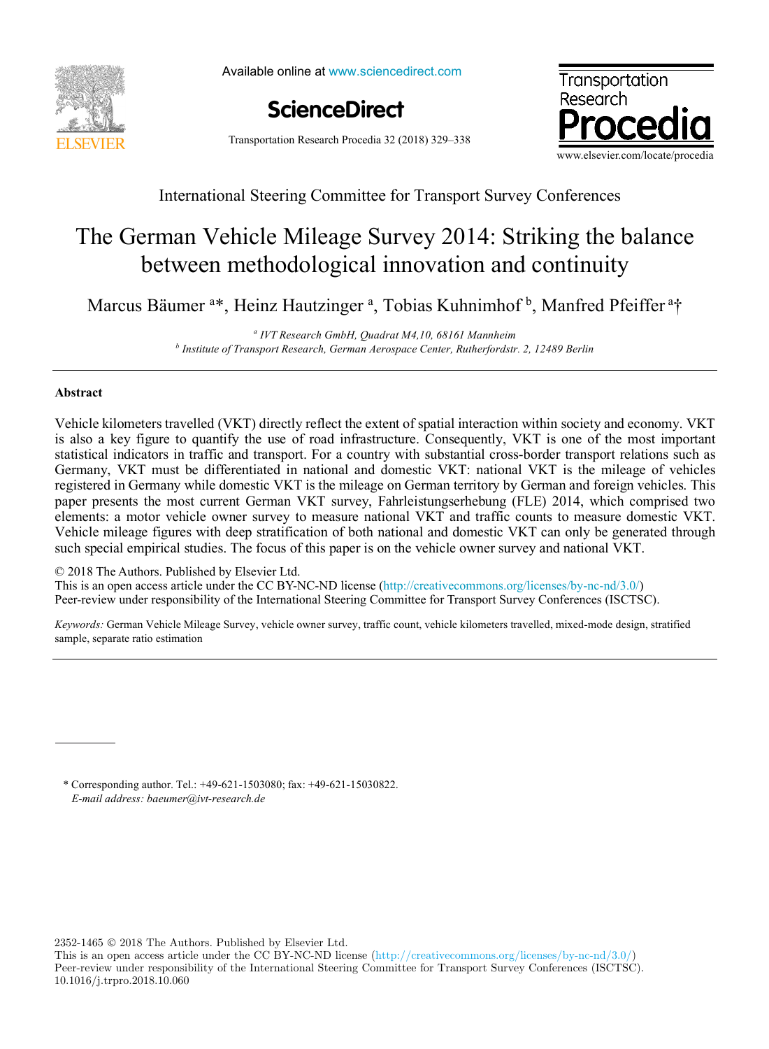International Steering Committee for Transport Survey Conferences

# The German Vehicle Mileage Survey 2014: Striking the balance between methodological innovation and continuity

Marcus Bäumer [a]*, Heinz Hautzinger [a], Tobias Kuhnimhof [b], Manfred Pfeiffer [a]†

[a] *IVT Research GmbH, Quadrat M4,10, 68161 Mannheim*
[b] *Institute of Transport Research, German Aerospace Center, Rutherfordstr. 2, 12489 Berlin*

## Abstract

Vehicle kilometers travelled (VKT) directly reflect the extent of spatial interaction within society and economy. VKT is also a key figure to quantify the use of road infrastructure. Consequently, VKT is one of the most important statistical indicators in traffic and transport. For a country with substantial cross-border transport relations such as Germany, VKT must be differentiated in national and domestic VKT: national VKT is the mileage of vehicles registered in Germany while domestic VKT is the mileage on German territory by German and foreign vehicles. This paper presents the most current German VKT survey, Fahrleistungserhebung (FLE) 2014, which comprised two elements: a motor vehicle owner survey to measure national VKT and traffic counts to measure domestic VKT. Vehicle mileage figures with deep stratification of both national and domestic VKT can only be generated through such special empirical studies. The focus of this paper is on the vehicle owner survey and national VKT.

© 2018 The Authors. Published by Elsevier Ltd.
This is an open access article under the CC BY-NC-ND license (http://creativecommons.org/licenses/by-nc-nd/3.0/)
Peer-review under responsibility of the International Steering Committee for Transport Survey Conferences (ISCTSC).

*Keywords:* German Vehicle Mileage Survey, vehicle owner survey, traffic count, vehicle kilometers travelled, mixed-mode design, stratified sample, separate ratio estimation

\* Corresponding author. Tel.: +49-621-1503080; fax: +49-621-15030822.
*E-mail address: baeumer@ivt-research.de*

2352-1465 © 2018 The Authors. Published by Elsevier Ltd.
This is an open access article under the CC BY-NC-ND license (http://creativecommons.org/licenses/by-nc-nd/3.0/)
Peer-review under responsibility of the International Steering Committee for Transport Survey Conferences (ISCTSC).
10.1016/j.trpro.2018.10.060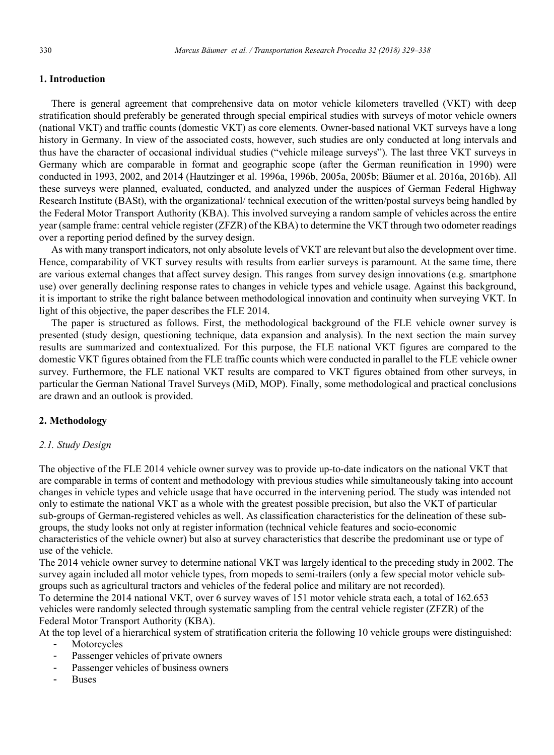## 1. Introduction

There is general agreement that comprehensive data on motor vehicle kilometers travelled (VKT) with deep stratification should preferably be generated through special empirical studies with surveys of motor vehicle owners (national VKT) and traffic counts (domestic VKT) as core elements. Owner-based national VKT surveys have a long history in Germany. In view of the associated costs, however, such studies are only conducted at long intervals and thus have the character of occasional individual studies ("vehicle mileage surveys"). The last three VKT surveys in Germany which are comparable in format and geographic scope (after the German reunification in 1990) were conducted in 1993, 2002, and 2014 (Hautzinger et al. 1996a, 1996b, 2005a, 2005b; Bäumer et al. 2016a, 2016b). All these surveys were planned, evaluated, conducted, and analyzed under the auspices of German Federal Highway Research Institute (BASt), with the organizational/ technical execution of the written/postal surveys being handled by the Federal Motor Transport Authority (KBA). This involved surveying a random sample of vehicles across the entire year (sample frame: central vehicle register (ZFZR) of the KBA) to determine the VKT through two odometer readings over a reporting period defined by the survey design.

As with many transport indicators, not only absolute levels of VKT are relevant but also the development over time. Hence, comparability of VKT survey results with results from earlier surveys is paramount. At the same time, there are various external changes that affect survey design. This ranges from survey design innovations (e.g. smartphone use) over generally declining response rates to changes in vehicle types and vehicle usage. Against this background, it is important to strike the right balance between methodological innovation and continuity when surveying VKT. In light of this objective, the paper describes the FLE 2014.

The paper is structured as follows. First, the methodological background of the FLE vehicle owner survey is presented (study design, questioning technique, data expansion and analysis). In the next section the main survey results are summarized and contextualized. For this purpose, the FLE national VKT figures are compared to the domestic VKT figures obtained from the FLE traffic counts which were conducted in parallel to the FLE vehicle owner survey. Furthermore, the FLE national VKT results are compared to VKT figures obtained from other surveys, in particular the German National Travel Surveys (MiD, MOP). Finally, some methodological and practical conclusions are drawn and an outlook is provided.

## 2. Methodology

### *2.1. Study Design*

The objective of the FLE 2014 vehicle owner survey was to provide up-to-date indicators on the national VKT that are comparable in terms of content and methodology with previous studies while simultaneously taking into account changes in vehicle types and vehicle usage that have occurred in the intervening period. The study was intended not only to estimate the national VKT as a whole with the greatest possible precision, but also the VKT of particular sub-groups of German-registered vehicles as well. As classification characteristics for the delineation of these sub-groups, the study looks not only at register information (technical vehicle features and socio-economic characteristics of the vehicle owner) but also at survey characteristics that describe the predominant use or type of use of the vehicle.

The 2014 vehicle owner survey to determine national VKT was largely identical to the preceding study in 2002. The survey again included all motor vehicle types, from mopeds to semi-trailers (only a few special motor vehicle sub-groups such as agricultural tractors and vehicles of the federal police and military are not recorded).

To determine the 2014 national VKT, over 6 survey waves of 151 motor vehicle strata each, a total of 162.653 vehicles were randomly selected through systematic sampling from the central vehicle register (ZFZR) of the Federal Motor Transport Authority (KBA).

At the top level of a hierarchical system of stratification criteria the following 10 vehicle groups were distinguished:

- Motorcycles
- Passenger vehicles of private owners
- Passenger vehicles of business owners
- Buses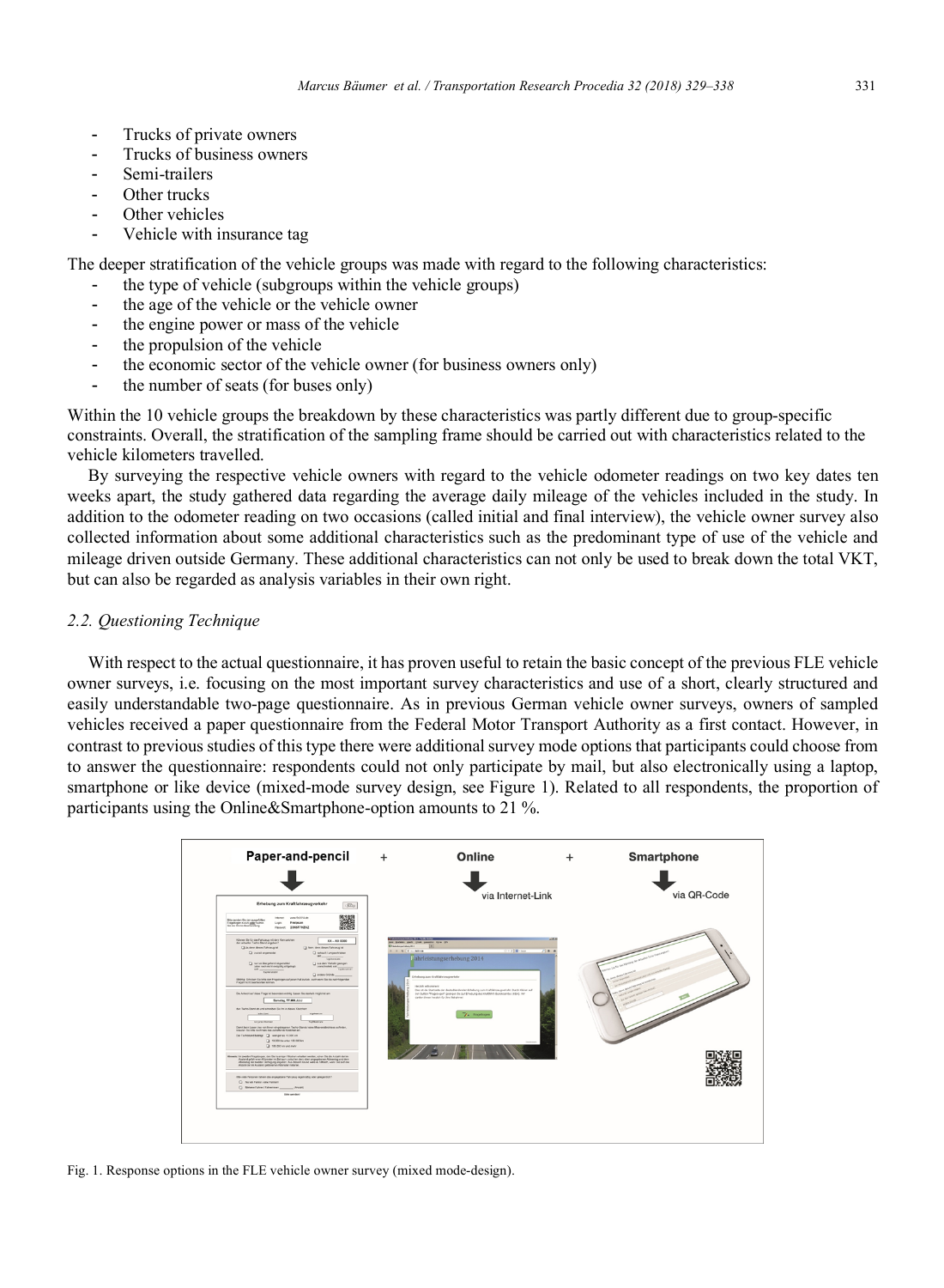- Trucks of private owners
- Trucks of business owners
- Semi-trailers
- Other trucks
- Other vehicles
- Vehicle with insurance tag

The deeper stratification of the vehicle groups was made with regard to the following characteristics:

- the type of vehicle (subgroups within the vehicle groups)
- the age of the vehicle or the vehicle owner
- the engine power or mass of the vehicle
- the propulsion of the vehicle
- the economic sector of the vehicle owner (for business owners only)
- the number of seats (for buses only)

Within the 10 vehicle groups the breakdown by these characteristics was partly different due to group-specific constraints. Overall, the stratification of the sampling frame should be carried out with characteristics related to the vehicle kilometers travelled.

By surveying the respective vehicle owners with regard to the vehicle odometer readings on two key dates ten weeks apart, the study gathered data regarding the average daily mileage of the vehicles included in the study. In addition to the odometer reading on two occasions (called initial and final interview), the vehicle owner survey also collected information about some additional characteristics such as the predominant type of use of the vehicle and mileage driven outside Germany. These additional characteristics can not only be used to break down the total VKT, but can also be regarded as analysis variables in their own right.

### *2.2. Questioning Technique*

With respect to the actual questionnaire, it has proven useful to retain the basic concept of the previous FLE vehicle owner surveys, i.e. focusing on the most important survey characteristics and use of a short, clearly structured and easily understandable two-page questionnaire. As in previous German vehicle owner surveys, owners of sampled vehicles received a paper questionnaire from the Federal Motor Transport Authority as a first contact. However, in contrast to previous studies of this type there were additional survey mode options that participants could choose from to answer the questionnaire: respondents could not only participate by mail, but also electronically using a laptop, smartphone or like device (mixed-mode survey design, see Figure 1). Related to all respondents, the proportion of participants using the Online&Smartphone-option amounts to 21 %.

Paper-and-pencil + Online + Smartphone

via Internet-Link

via QR-Code

Fig. 1. Response options in the FLE vehicle owner survey (mixed mode-design).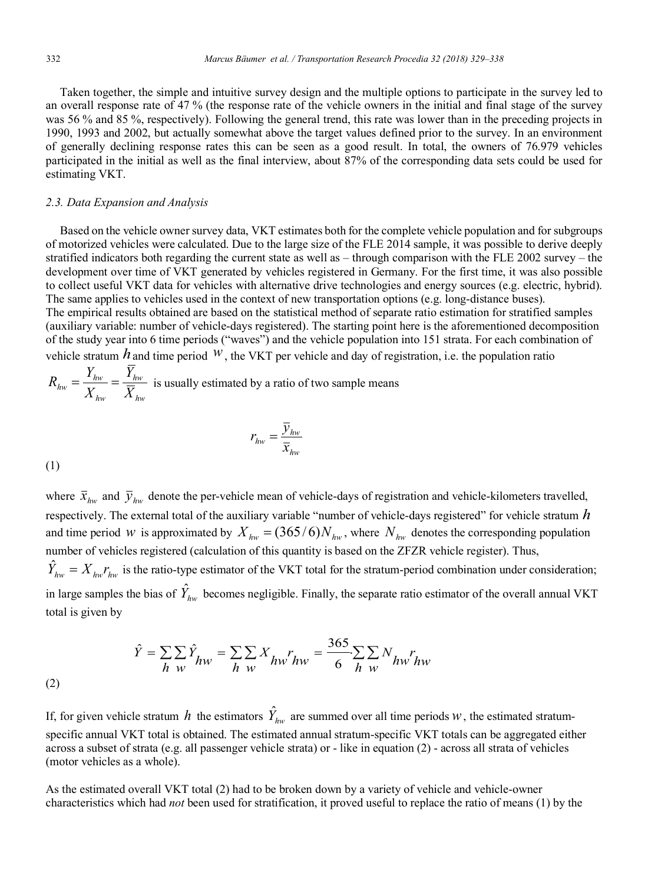Taken together, the simple and intuitive survey design and the multiple options to participate in the survey led to an overall response rate of 47 % (the response rate of the vehicle owners in the initial and final stage of the survey was 56 % and 85 %, respectively). Following the general trend, this rate was lower than in the preceding projects in 1990, 1993 and 2002, but actually somewhat above the target values defined prior to the survey. In an environment of generally declining response rates this can be seen as a good result. In total, the owners of 76.979 vehicles participated in the initial as well as the final interview, about 87% of the corresponding data sets could be used for estimating VKT.

### 2.3. Data Expansion and Analysis

Based on the vehicle owner survey data, VKT estimates both for the complete vehicle population and for subgroups of motorized vehicles were calculated. Due to the large size of the FLE 2014 sample, it was possible to derive deeply stratified indicators both regarding the current state as well as – through comparison with the FLE 2002 survey – the development over time of VKT generated by vehicles registered in Germany. For the first time, it was also possible to collect useful VKT data for vehicles with alternative drive technologies and energy sources (e.g. electric, hybrid). The same applies to vehicles used in the context of new transportation options (e.g. long-distance buses).
The empirical results obtained are based on the statistical method of separate ratio estimation for stratified samples (auxiliary variable: number of vehicle-days registered). The starting point here is the aforementioned decomposition of the study year into 6 time periods ("waves") and the vehicle population into 151 strata. For each combination of vehicle stratum $h$ and time period $w$, the VKT per vehicle and day of registration, i.e. the population ratio $R_{hw} = \frac{Y_{hw}}{X_{hw}} = \frac{\bar{Y}_{hw}}{\bar{X}_{hw}}$ is usually estimated by a ratio of two sample means

$$r_{hw} = \frac{\bar{y}_{hw}}{\bar{x}_{hw}} \tag{1}$$

where $\bar{x}_{hw}$ and $\bar{y}_{hw}$ denote the per-vehicle mean of vehicle-days of registration and vehicle-kilometers travelled, respectively. The external total of the auxiliary variable "number of vehicle-days registered" for vehicle stratum $h$ and time period $w$ is approximated by $X_{hw} = (365/6)N_{hw}$, where $N_{hw}$ denotes the corresponding population number of vehicles registered (calculation of this quantity is based on the ZFZR vehicle register). Thus, $\hat{Y}_{hw} = X_{hw} r_{hw}$ is the ratio-type estimator of the VKT total for the stratum-period combination under consideration; in large samples the bias of $\hat{Y}_{hw}$ becomes negligible. Finally, the separate ratio estimator of the overall annual VKT total is given by

$$\hat{Y} = \sum_{h}\sum_{w}\hat{Y}_{hw} = \sum_{h}\sum_{w}X_{hw}r_{hw} = \frac{365}{6}\cdot\sum_{h}\sum_{w}N_{hw}r_{hw} \tag{2}$$

If, for given vehicle stratum $h$ the estimators $\hat{Y}_{hw}$ are summed over all time periods $w$, the estimated stratum-specific annual VKT total is obtained. The estimated annual stratum-specific VKT totals can be aggregated either across a subset of strata (e.g. all passenger vehicle strata) or - like in equation (2) - across all strata of vehicles (motor vehicles as a whole).

As the estimated overall VKT total (2) had to be broken down by a variety of vehicle and vehicle-owner characteristics which had *not* been used for stratification, it proved useful to replace the ratio of means (1) by the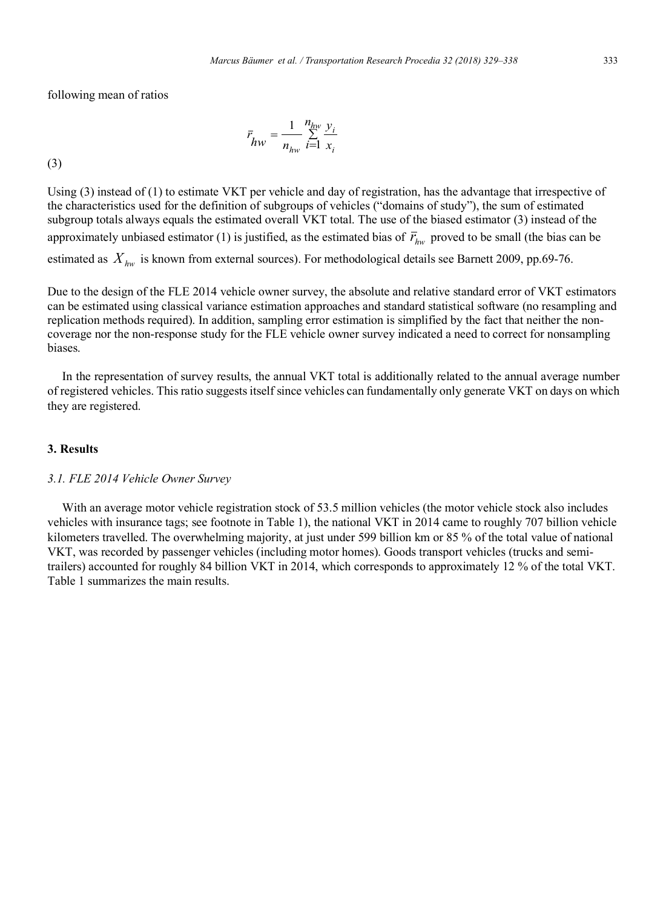following mean of ratios

$$\bar{r}_{hw} = \frac{1}{n_{hw}} \sum_{i=1}^{n_{hw}} \frac{y_i}{x_i}$$

(3)

Using (3) instead of (1) to estimate VKT per vehicle and day of registration, has the advantage that irrespective of the characteristics used for the definition of subgroups of vehicles ("domains of study"), the sum of estimated subgroup totals always equals the estimated overall VKT total. The use of the biased estimator (3) instead of the approximately unbiased estimator (1) is justified, as the estimated bias of $\bar{r}_{hw}$ proved to be small (the bias can be estimated as $X_{hw}$ is known from external sources). For methodological details see Barnett 2009, pp.69-76.

Due to the design of the FLE 2014 vehicle owner survey, the absolute and relative standard error of VKT estimators can be estimated using classical variance estimation approaches and standard statistical software (no resampling and replication methods required). In addition, sampling error estimation is simplified by the fact that neither the non-coverage nor the non-response study for the FLE vehicle owner survey indicated a need to correct for nonsampling biases.

In the representation of survey results, the annual VKT total is additionally related to the annual average number of registered vehicles. This ratio suggests itself since vehicles can fundamentally only generate VKT on days on which they are registered.

## 3. Results

### *3.1. FLE 2014 Vehicle Owner Survey*

With an average motor vehicle registration stock of 53.5 million vehicles (the motor vehicle stock also includes vehicles with insurance tags; see footnote in Table 1), the national VKT in 2014 came to roughly 707 billion vehicle kilometers travelled. The overwhelming majority, at just under 599 billion km or 85 % of the total value of national VKT, was recorded by passenger vehicles (including motor homes). Goods transport vehicles (trucks and semi-trailers) accounted for roughly 84 billion VKT in 2014, which corresponds to approximately 12 % of the total VKT. Table 1 summarizes the main results.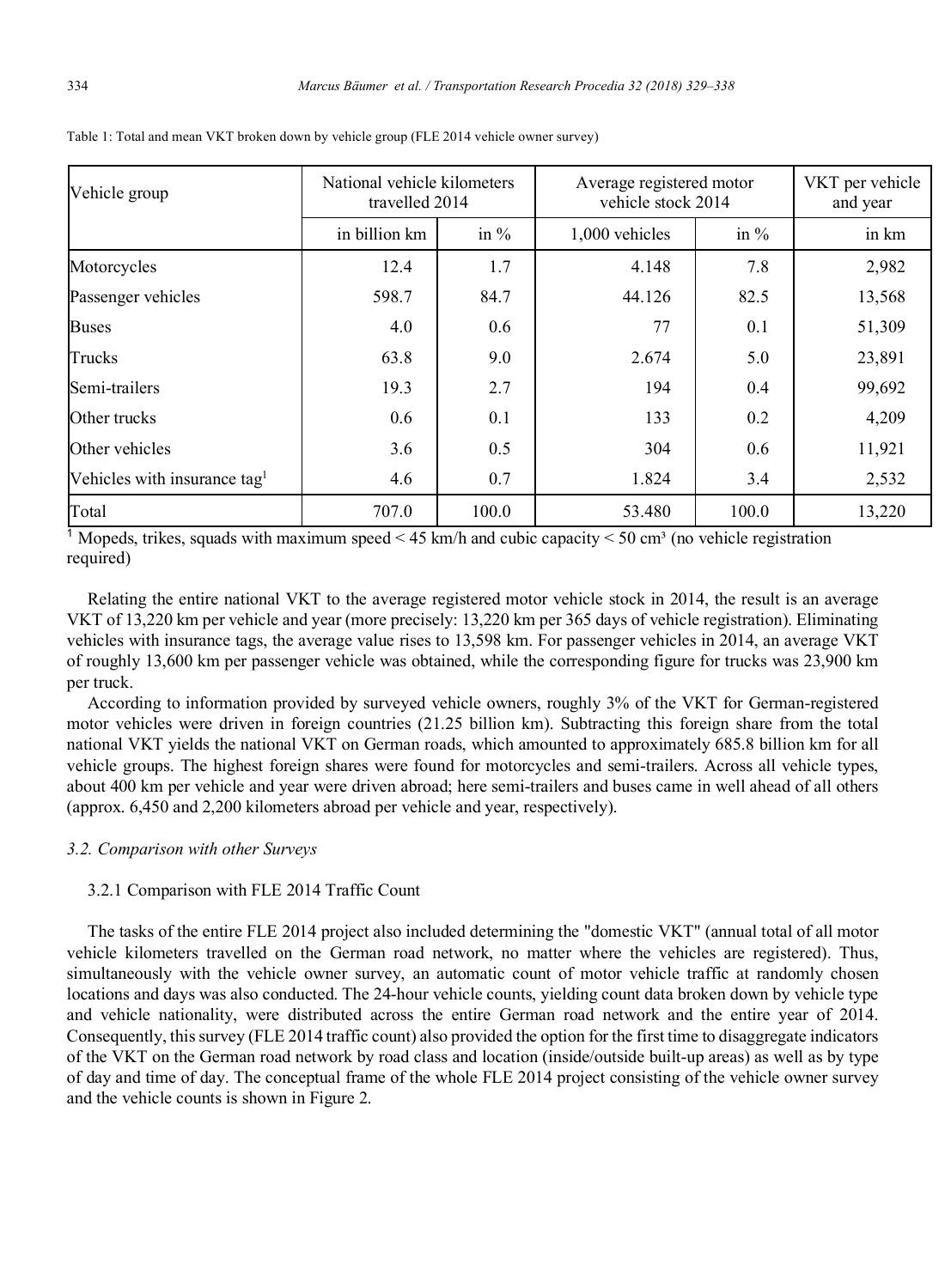Table 1: Total and mean VKT broken down by vehicle group (FLE 2014 vehicle owner survey)

| Vehicle group | National vehicle kilometers travelled 2014 | | Average registered motor vehicle stock 2014 | | VKT per vehicle and year |
|---|---|---|---|---|---|
| | in billion km | in % | 1,000 vehicles | in % | in km |
| Motorcycles | 12.4 | 1.7 | 4.148 | 7.8 | 2,982 |
| Passenger vehicles | 598.7 | 84.7 | 44.126 | 82.5 | 13,568 |
| Buses | 4.0 | 0.6 | 77 | 0.1 | 51,309 |
| Trucks | 63.8 | 9.0 | 2.674 | 5.0 | 23,891 |
| Semi-trailers | 19.3 | 2.7 | 194 | 0.4 | 99,692 |
| Other trucks | 0.6 | 0.1 | 133 | 0.2 | 4,209 |
| Other vehicles | 3.6 | 0.5 | 304 | 0.6 | 11,921 |
| Vehicles with insurance tag[1] | 4.6 | 0.7 | 1.824 | 3.4 | 2,532 |
| Total | 707.0 | 100.0 | 53.480 | 100.0 | 13,220 |

[1] Mopeds, trikes, squads with maximum speed < 45 km/h and cubic capacity < 50 cm³ (no vehicle registration required)

Relating the entire national VKT to the average registered motor vehicle stock in 2014, the result is an average VKT of 13,220 km per vehicle and year (more precisely: 13,220 km per 365 days of vehicle registration). Eliminating vehicles with insurance tags, the average value rises to 13,598 km. For passenger vehicles in 2014, an average VKT of roughly 13,600 km per passenger vehicle was obtained, while the corresponding figure for trucks was 23,900 km per truck.

According to information provided by surveyed vehicle owners, roughly 3% of the VKT for German-registered motor vehicles were driven in foreign countries (21.25 billion km). Subtracting this foreign share from the total national VKT yields the national VKT on German roads, which amounted to approximately 685.8 billion km for all vehicle groups. The highest foreign shares were found for motorcycles and semi-trailers. Across all vehicle types, about 400 km per vehicle and year were driven abroad; here semi-trailers and buses came in well ahead of all others (approx. 6,450 and 2,200 kilometers abroad per vehicle and year, respectively).

### *3.2. Comparison with other Surveys*

#### 3.2.1 Comparison with FLE 2014 Traffic Count

The tasks of the entire FLE 2014 project also included determining the "domestic VKT" (annual total of all motor vehicle kilometers travelled on the German road network, no matter where the vehicles are registered). Thus, simultaneously with the vehicle owner survey, an automatic count of motor vehicle traffic at randomly chosen locations and days was also conducted. The 24-hour vehicle counts, yielding count data broken down by vehicle type and vehicle nationality, were distributed across the entire German road network and the entire year of 2014. Consequently, this survey (FLE 2014 traffic count) also provided the option for the first time to disaggregate indicators of the VKT on the German road network by road class and location (inside/outside built-up areas) as well as by type of day and time of day. The conceptual frame of the whole FLE 2014 project consisting of the vehicle owner survey and the vehicle counts is shown in Figure 2.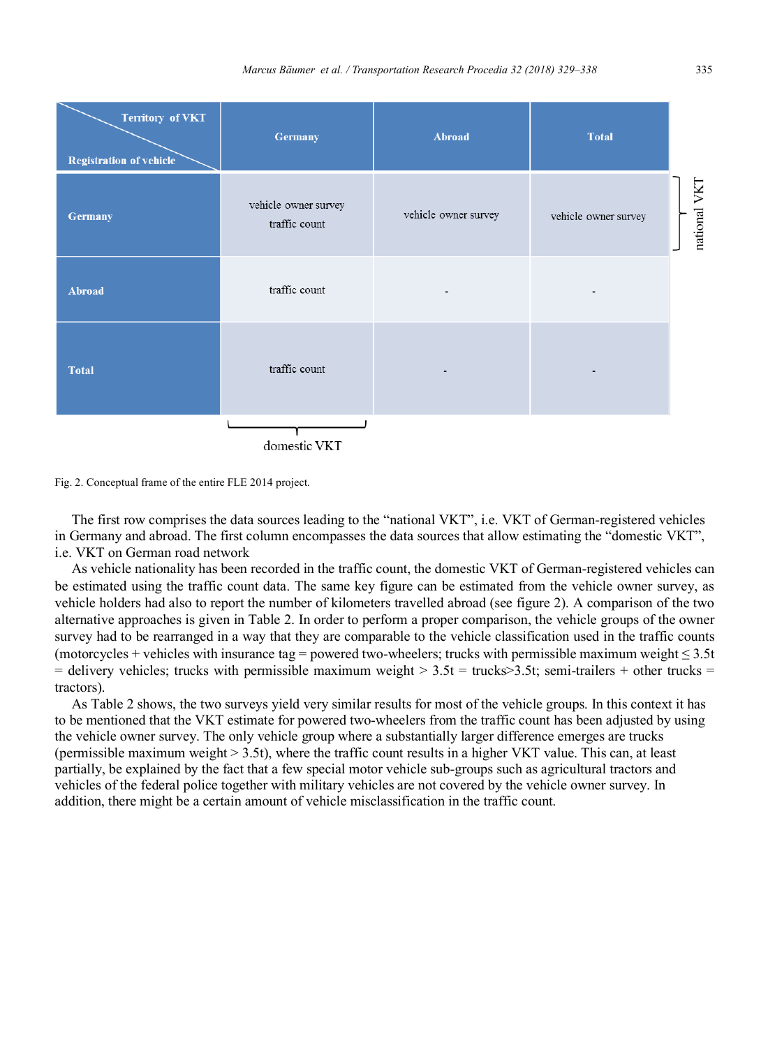| Territory of VKT / Registration of vehicle | Germany | Abroad | Total |
|---|---|---|---|
| Germany | vehicle owner survey traffic count | vehicle owner survey | vehicle owner survey |
| Abroad | traffic count | - | - |
| Total | traffic count | - | - |

(First row: national VKT; first column: domestic VKT)

Fig. 2. Conceptual frame of the entire FLE 2014 project.

The first row comprises the data sources leading to the "national VKT", i.e. VKT of German-registered vehicles in Germany and abroad. The first column encompasses the data sources that allow estimating the "domestic VKT", i.e. VKT on German road network

As vehicle nationality has been recorded in the traffic count, the domestic VKT of German-registered vehicles can be estimated using the traffic count data. The same key figure can be estimated from the vehicle owner survey, as vehicle holders had also to report the number of kilometers travelled abroad (see figure 2). A comparison of the two alternative approaches is given in Table 2. In order to perform a proper comparison, the vehicle groups of the owner survey had to be rearranged in a way that they are comparable to the vehicle classification used in the traffic counts (motorcycles + vehicles with insurance tag = powered two-wheelers; trucks with permissible maximum weight ≤ 3.5t = delivery vehicles; trucks with permissible maximum weight > 3.5t = trucks>3.5t; semi-trailers + other trucks = tractors).

As Table 2 shows, the two surveys yield very similar results for most of the vehicle groups. In this context it has to be mentioned that the VKT estimate for powered two-wheelers from the traffic count has been adjusted by using the vehicle owner survey. The only vehicle group where a substantially larger difference emerges are trucks (permissible maximum weight > 3.5t), where the traffic count results in a higher VKT value. This can, at least partially, be explained by the fact that a few special motor vehicle sub-groups such as agricultural tractors and vehicles of the federal police together with military vehicles are not covered by the vehicle owner survey. In addition, there might be a certain amount of vehicle misclassification in the traffic count.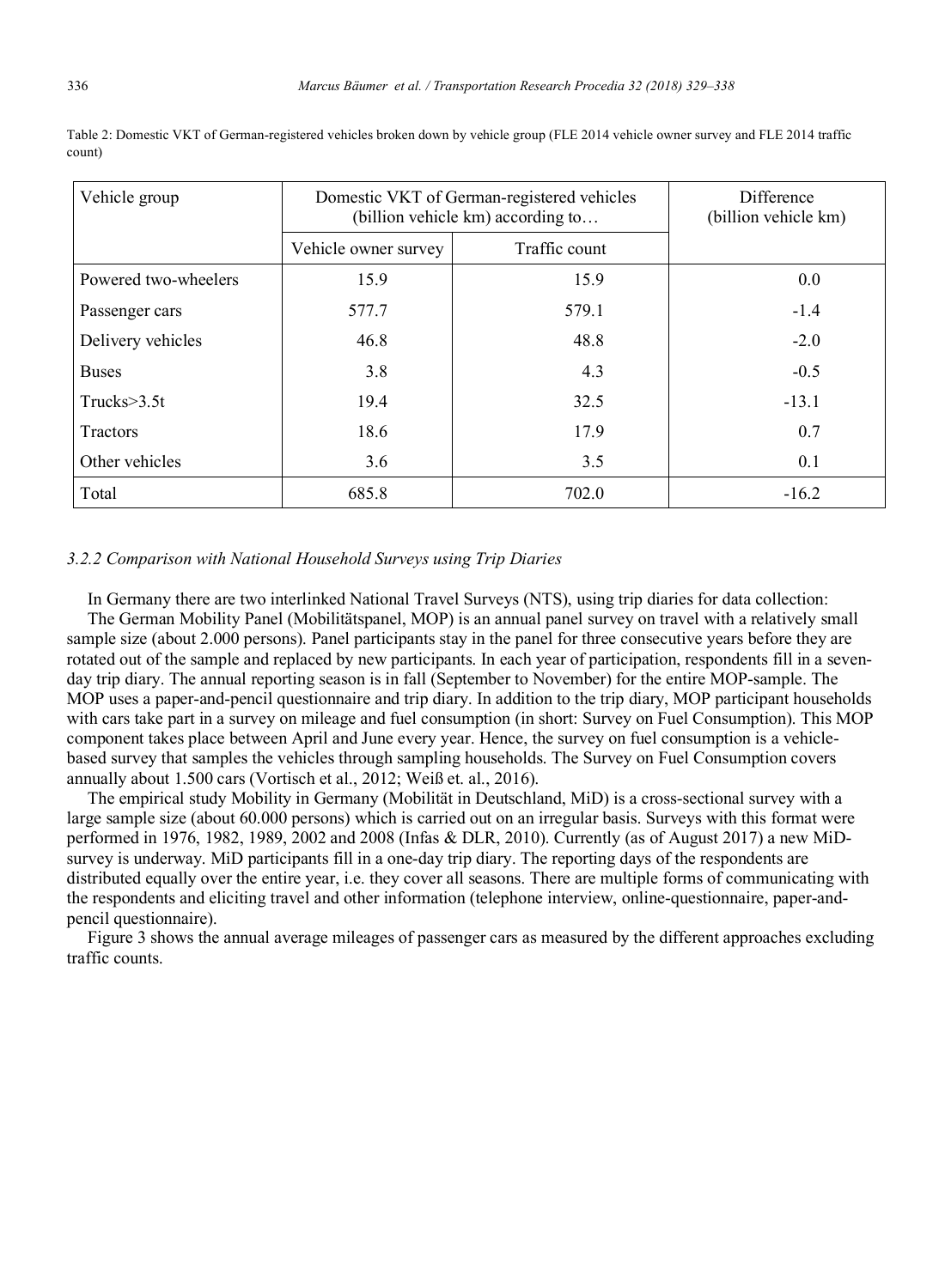Table 2: Domestic VKT of German-registered vehicles broken down by vehicle group (FLE 2014 vehicle owner survey and FLE 2014 traffic count)

| Vehicle group | Domestic VKT of German-registered vehicles (billion vehicle km) according to… | | Difference (billion vehicle km) |
|---|---|---|---|
| | Vehicle owner survey | Traffic count | |
| Powered two-wheelers | 15.9 | 15.9 | 0.0 |
| Passenger cars | 577.7 | 579.1 | -1.4 |
| Delivery vehicles | 46.8 | 48.8 | -2.0 |
| Buses | 3.8 | 4.3 | -0.5 |
| Trucks>3.5t | 19.4 | 32.5 | -13.1 |
| Tractors | 18.6 | 17.9 | 0.7 |
| Other vehicles | 3.6 | 3.5 | 0.1 |
| Total | 685.8 | 702.0 | -16.2 |

### *3.2.2 Comparison with National Household Surveys using Trip Diaries*

In Germany there are two interlinked National Travel Surveys (NTS), using trip diaries for data collection:

The German Mobility Panel (Mobilitätspanel, MOP) is an annual panel survey on travel with a relatively small sample size (about 2.000 persons). Panel participants stay in the panel for three consecutive years before they are rotated out of the sample and replaced by new participants. In each year of participation, respondents fill in a seven-day trip diary. The annual reporting season is in fall (September to November) for the entire MOP-sample. The MOP uses a paper-and-pencil questionnaire and trip diary. In addition to the trip diary, MOP participant households with cars take part in a survey on mileage and fuel consumption (in short: Survey on Fuel Consumption). This MOP component takes place between April and June every year. Hence, the survey on fuel consumption is a vehicle-based survey that samples the vehicles through sampling households. The Survey on Fuel Consumption covers annually about 1.500 cars (Vortisch et al., 2012; Weiß et. al., 2016).

The empirical study Mobility in Germany (Mobilität in Deutschland, MiD) is a cross-sectional survey with a large sample size (about 60.000 persons) which is carried out on an irregular basis. Surveys with this format were performed in 1976, 1982, 1989, 2002 and 2008 (Infas & DLR, 2010). Currently (as of August 2017) a new MiD-survey is underway. MiD participants fill in a one-day trip diary. The reporting days of the respondents are distributed equally over the entire year, i.e. they cover all seasons. There are multiple forms of communicating with the respondents and eliciting travel and other information (telephone interview, online-questionnaire, paper-and-pencil questionnaire).

Figure 3 shows the annual average mileages of passenger cars as measured by the different approaches excluding traffic counts.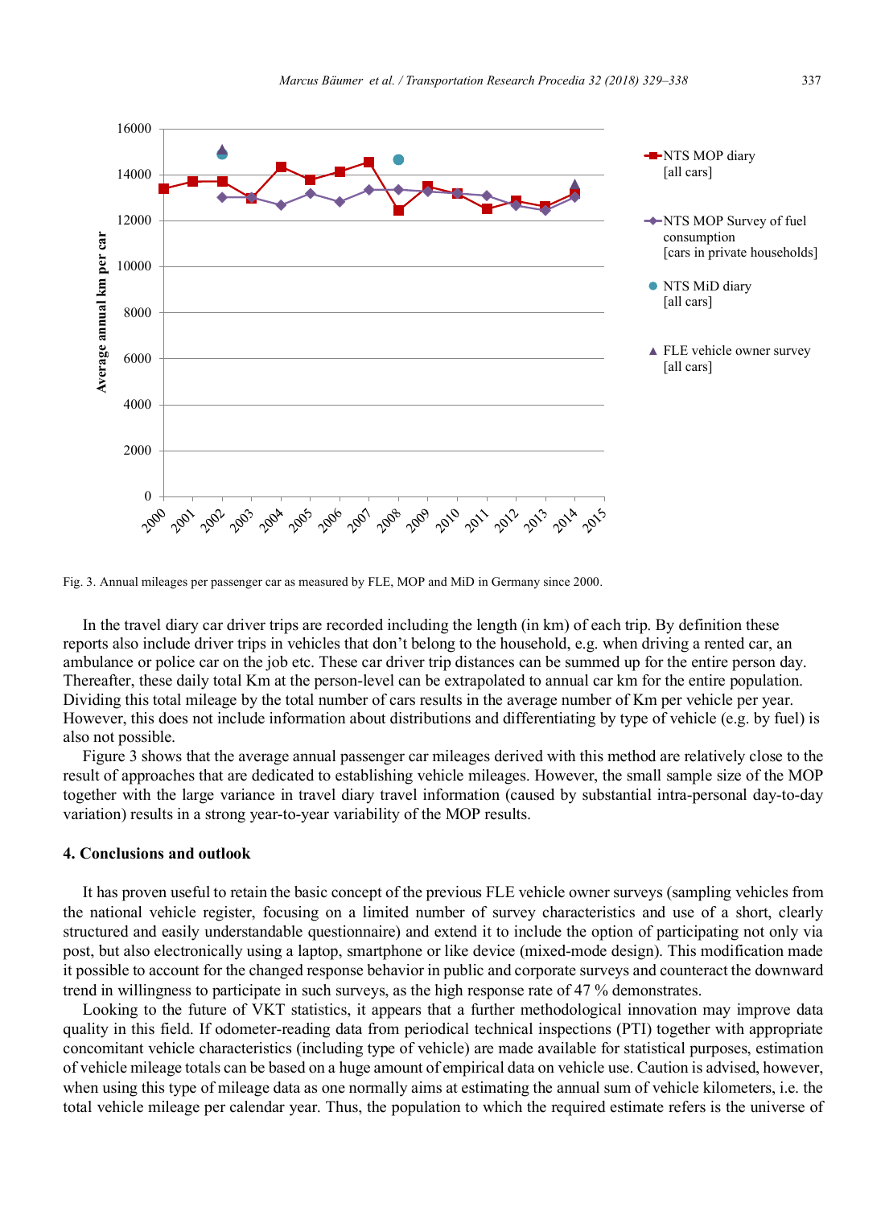16000
14000
12000
10000
8000
6000
4000
2000
0

Average annual km per car

2000 2001 2002 2003 2004 2005 2006 2007 2008 2009 2010 2011 2012 2013 2014 2015

NTS MOP diary [all cars]

NTS MOP Survey of fuel consumption [cars in private households]

NTS MiD diary [all cars]

FLE vehicle owner survey [all cars]

Fig. 3. Annual mileages per passenger car as measured by FLE, MOP and MiD in Germany since 2000.

In the travel diary car driver trips are recorded including the length (in km) of each trip. By definition these reports also include driver trips in vehicles that don't belong to the household, e.g. when driving a rented car, an ambulance or police car on the job etc. These car driver trip distances can be summed up for the entire person day. Thereafter, these daily total Km at the person-level can be extrapolated to annual car km for the entire population. Dividing this total mileage by the total number of cars results in the average number of Km per vehicle per year. However, this does not include information about distributions and differentiating by type of vehicle (e.g. by fuel) is also not possible.

Figure 3 shows that the average annual passenger car mileages derived with this method are relatively close to the result of approaches that are dedicated to establishing vehicle mileages. However, the small sample size of the MOP together with the large variance in travel diary travel information (caused by substantial intra-personal day-to-day variation) results in a strong year-to-year variability of the MOP results.

## 4. Conclusions and outlook

It has proven useful to retain the basic concept of the previous FLE vehicle owner surveys (sampling vehicles from the national vehicle register, focusing on a limited number of survey characteristics and use of a short, clearly structured and easily understandable questionnaire) and extend it to include the option of participating not only via post, but also electronically using a laptop, smartphone or like device (mixed-mode design). This modification made it possible to account for the changed response behavior in public and corporate surveys and counteract the downward trend in willingness to participate in such surveys, as the high response rate of 47 % demonstrates.

Looking to the future of VKT statistics, it appears that a further methodological innovation may improve data quality in this field. If odometer-reading data from periodical technical inspections (PTI) together with appropriate concomitant vehicle characteristics (including type of vehicle) are made available for statistical purposes, estimation of vehicle mileage totals can be based on a huge amount of empirical data on vehicle use. Caution is advised, however, when using this type of mileage data as one normally aims at estimating the annual sum of vehicle kilometers, i.e. the total vehicle mileage per calendar year. Thus, the population to which the required estimate refers is the universe of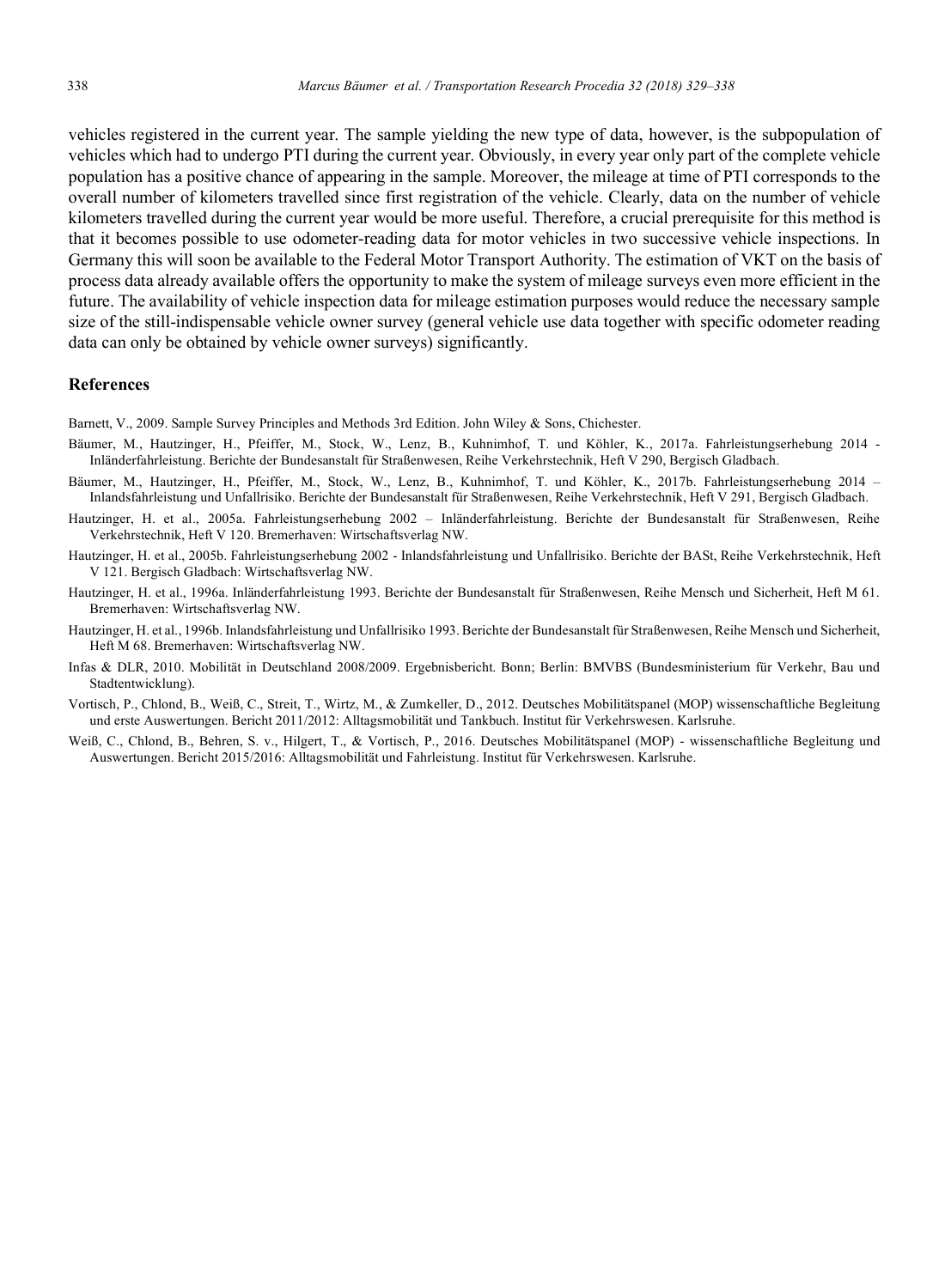vehicles registered in the current year. The sample yielding the new type of data, however, is the subpopulation of vehicles which had to undergo PTI during the current year. Obviously, in every year only part of the complete vehicle population has a positive chance of appearing in the sample. Moreover, the mileage at time of PTI corresponds to the overall number of kilometers travelled since first registration of the vehicle. Clearly, data on the number of vehicle kilometers travelled during the current year would be more useful. Therefore, a crucial prerequisite for this method is that it becomes possible to use odometer-reading data for motor vehicles in two successive vehicle inspections. In Germany this will soon be available to the Federal Motor Transport Authority. The estimation of VKT on the basis of process data already available offers the opportunity to make the system of mileage surveys even more efficient in the future. The availability of vehicle inspection data for mileage estimation purposes would reduce the necessary sample size of the still-indispensable vehicle owner survey (general vehicle use data together with specific odometer reading data can only be obtained by vehicle owner surveys) significantly.

## References

Barnett, V., 2009. Sample Survey Principles and Methods 3rd Edition. John Wiley & Sons, Chichester.

Bäumer, M., Hautzinger, H., Pfeiffer, M., Stock, W., Lenz, B., Kuhnimhof, T. und Köhler, K., 2017a. Fahrleistungserhebung 2014 - Inländerfahrleistung. Berichte der Bundesanstalt für Straßenwesen, Reihe Verkehrstechnik, Heft V 290, Bergisch Gladbach.

Bäumer, M., Hautzinger, H., Pfeiffer, M., Stock, W., Lenz, B., Kuhnimhof, T. und Köhler, K., 2017b. Fahrleistungserhebung 2014 – Inlandsfahrleistung und Unfallrisiko. Berichte der Bundesanstalt für Straßenwesen, Reihe Verkehrstechnik, Heft V 291, Bergisch Gladbach.

Hautzinger, H. et al., 2005a. Fahrleistungserhebung 2002 – Inländerfahrleistung. Berichte der Bundesanstalt für Straßenwesen, Reihe Verkehrstechnik, Heft V 120. Bremerhaven: Wirtschaftsverlag NW.

Hautzinger, H. et al., 2005b. Fahrleistungserhebung 2002 - Inlandsfahrleistung und Unfallrisiko. Berichte der BASt, Reihe Verkehrstechnik, Heft V 121. Bergisch Gladbach: Wirtschaftsverlag NW.

Hautzinger, H. et al., 1996a. Inländerfahrleistung 1993. Berichte der Bundesanstalt für Straßenwesen, Reihe Mensch und Sicherheit, Heft M 61. Bremerhaven: Wirtschaftsverlag NW.

Hautzinger, H. et al., 1996b. Inlandsfahrleistung und Unfallrisiko 1993. Berichte der Bundesanstalt für Straßenwesen, Reihe Mensch und Sicherheit, Heft M 68. Bremerhaven: Wirtschaftsverlag NW.

Infas & DLR, 2010. Mobilität in Deutschland 2008/2009. Ergebnisbericht. Bonn; Berlin: BMVBS (Bundesministerium für Verkehr, Bau und Stadtentwicklung).

Vortisch, P., Chlond, B., Weiß, C., Streit, T., Wirtz, M., & Zumkeller, D., 2012. Deutsches Mobilitätspanel (MOP) wissenschaftliche Begleitung und erste Auswertungen. Bericht 2011/2012: Alltagsmobilität und Tankbuch. Institut für Verkehrswesen. Karlsruhe.

Weiß, C., Chlond, B., Behren, S. v., Hilgert, T., & Vortisch, P., 2016. Deutsches Mobilitätspanel (MOP) - wissenschaftliche Begleitung und Auswertungen. Bericht 2015/2016: Alltagsmobilität und Fahrleistung. Institut für Verkehrswesen. Karlsruhe.